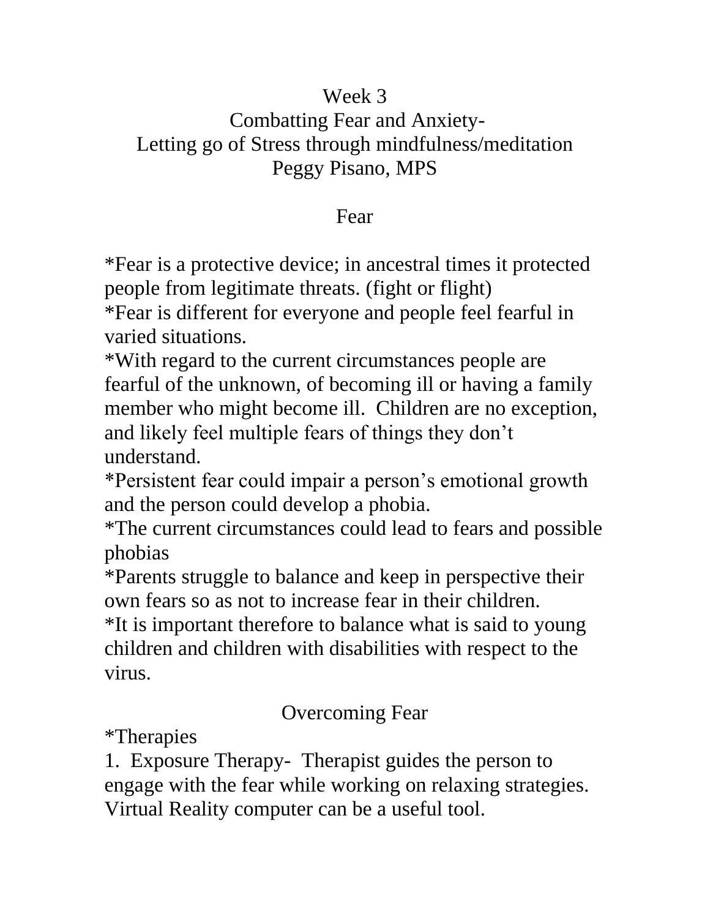# Week 3
# Combatting Fear and Anxiety-
# Letting go of Stress through mindfulness/meditation
# Peggy Pisano, MPS

## Fear

*Fear is a protective device; in ancestral times it protected people from legitimate threats. (fight or flight)
*Fear is different for everyone and people feel fearful in varied situations.
*With regard to the current circumstances people are fearful of the unknown, of becoming ill or having a family member who might become ill. Children are no exception, and likely feel multiple fears of things they don't understand.
*Persistent fear could impair a person's emotional growth and the person could develop a phobia.
*The current circumstances could lead to fears and possible phobias
*Parents struggle to balance and keep in perspective their own fears so as not to increase fear in their children.
*It is important therefore to balance what is said to young children and children with disabilities with respect to the virus.

## Overcoming Fear

*Therapies

1. Exposure Therapy- Therapist guides the person to engage with the fear while working on relaxing strategies. Virtual Reality computer can be a useful tool.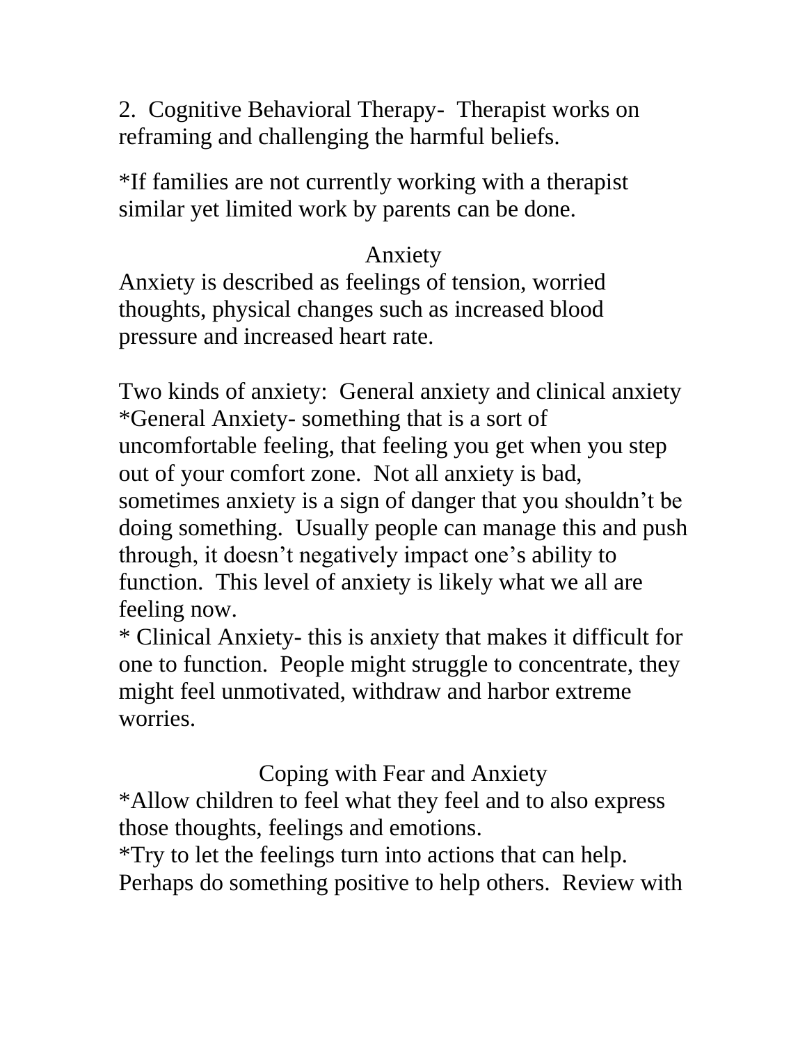2. Cognitive Behavioral Therapy- Therapist works on reframing and challenging the harmful beliefs.

*If families are not currently working with a therapist similar yet limited work by parents can be done.

## Anxiety

Anxiety is described as feelings of tension, worried thoughts, physical changes such as increased blood pressure and increased heart rate.

Two kinds of anxiety: General anxiety and clinical anxiety
*General Anxiety- something that is a sort of uncomfortable feeling, that feeling you get when you step out of your comfort zone. Not all anxiety is bad, sometimes anxiety is a sign of danger that you shouldn't be doing something. Usually people can manage this and push through, it doesn't negatively impact one's ability to function. This level of anxiety is likely what we all are feeling now.
* Clinical Anxiety- this is anxiety that makes it difficult for one to function. People might struggle to concentrate, they might feel unmotivated, withdraw and harbor extreme worries.

## Coping with Fear and Anxiety

*Allow children to feel what they feel and to also express those thoughts, feelings and emotions.
*Try to let the feelings turn into actions that can help. Perhaps do something positive to help others. Review with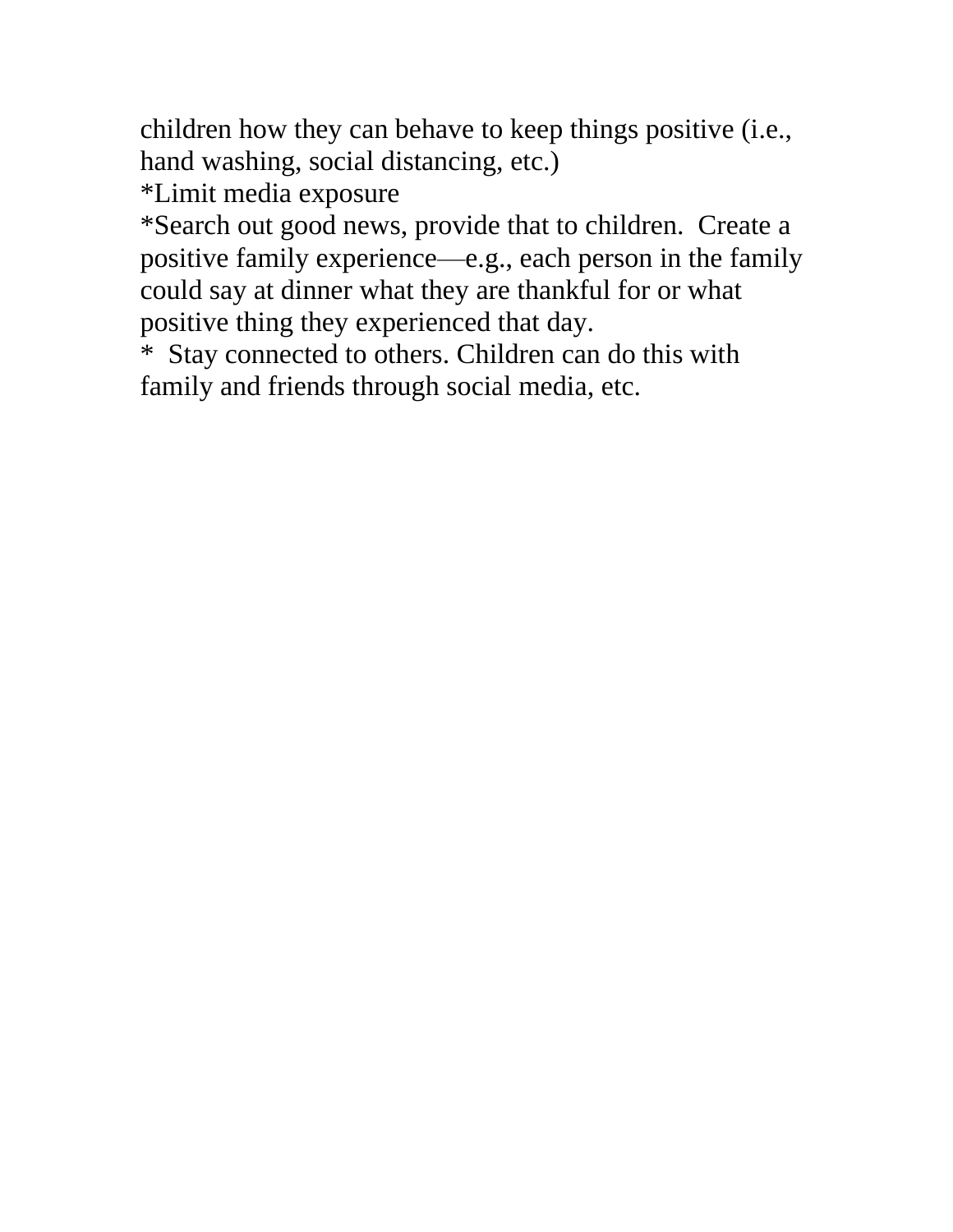children how they can behave to keep things positive (i.e., hand washing, social distancing, etc.)

*Limit media exposure

*Search out good news, provide that to children.  Create a positive family experience—e.g., each person in the family could say at dinner what they are thankful for or what positive thing they experienced that day.

*  Stay connected to others. Children can do this with family and friends through social media, etc.